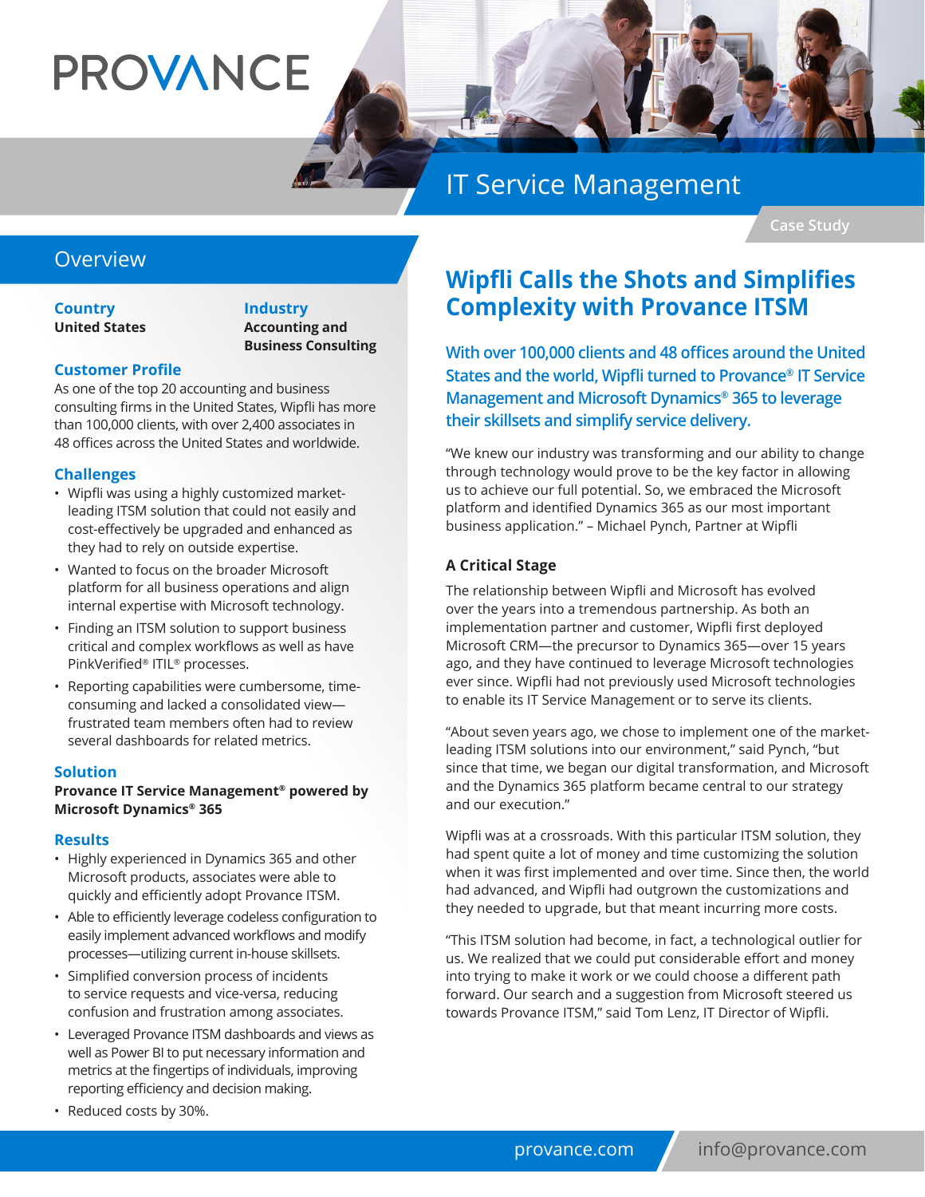PROVANCE

# IT Service Management

Case Study

## Overview

**Country**
**United States**

**Industry**
**Accounting and Business Consulting**

### Customer Profile

As one of the top 20 accounting and business consulting firms in the United States, Wipfli has more than 100,000 clients, with over 2,400 associates in 48 offices across the United States and worldwide.

### Challenges

- Wipfli was using a highly customized market-leading ITSM solution that could not easily and cost-effectively be upgraded and enhanced as they had to rely on outside expertise.
- Wanted to focus on the broader Microsoft platform for all business operations and align internal expertise with Microsoft technology.
- Finding an ITSM solution to support business critical and complex workflows as well as have PinkVerified® ITIL® processes.
- Reporting capabilities were cumbersome, time-consuming and lacked a consolidated view—frustrated team members often had to review several dashboards for related metrics.

### Solution

**Provance IT Service Management® powered by Microsoft Dynamics® 365**

### Results

- Highly experienced in Dynamics 365 and other Microsoft products, associates were able to quickly and efficiently adopt Provance ITSM.
- Able to efficiently leverage codeless configuration to easily implement advanced workflows and modify processes—utilizing current in-house skillsets.
- Simplified conversion process of incidents to service requests and vice-versa, reducing confusion and frustration among associates.
- Leveraged Provance ITSM dashboards and views as well as Power BI to put necessary information and metrics at the fingertips of individuals, improving reporting efficiency and decision making.
- Reduced costs by 30%.

# Wipfli Calls the Shots and Simplifies Complexity with Provance ITSM

With over 100,000 clients and 48 offices around the United States and the world, Wipfli turned to Provance® IT Service Management and Microsoft Dynamics® 365 to leverage their skillsets and simplify service delivery.

"We knew our industry was transforming and our ability to change through technology would prove to be the key factor in allowing us to achieve our full potential. So, we embraced the Microsoft platform and identified Dynamics 365 as our most important business application." – Michael Pynch, Partner at Wipfli

### A Critical Stage

The relationship between Wipfli and Microsoft has evolved over the years into a tremendous partnership. As both an implementation partner and customer, Wipfli first deployed Microsoft CRM—the precursor to Dynamics 365—over 15 years ago, and they have continued to leverage Microsoft technologies ever since. Wipfli had not previously used Microsoft technologies to enable its IT Service Management or to serve its clients.

"About seven years ago, we chose to implement one of the market-leading ITSM solutions into our environment," said Pynch, "but since that time, we began our digital transformation, and Microsoft and the Dynamics 365 platform became central to our strategy and our execution."

Wipfli was at a crossroads. With this particular ITSM solution, they had spent quite a lot of money and time customizing the solution when it was first implemented and over time. Since then, the world had advanced, and Wipfli had outgrown the customizations and they needed to upgrade, but that meant incurring more costs.

"This ITSM solution had become, in fact, a technological outlier for us. We realized that we could put considerable effort and money into trying to make it work or we could choose a different path forward. Our search and a suggestion from Microsoft steered us towards Provance ITSM," said Tom Lenz, IT Director of Wipfli.

provance.com info@provance.com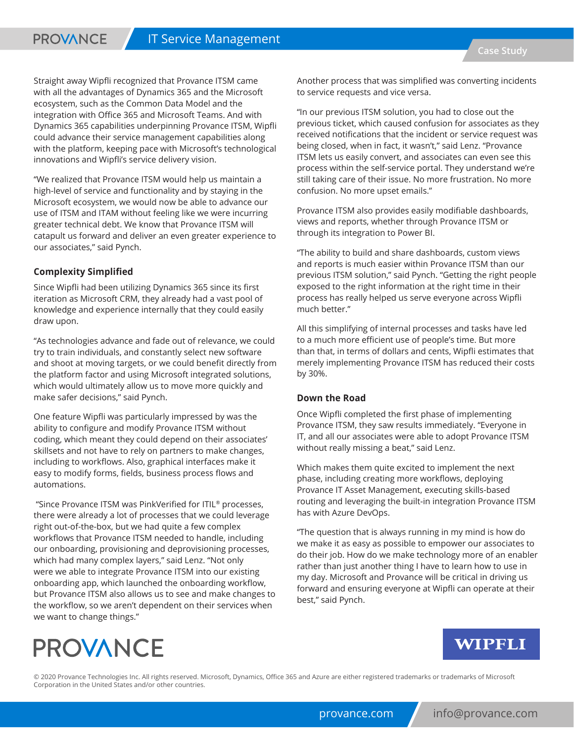Straight away Wipfli recognized that Provance ITSM came with all the advantages of Dynamics 365 and the Microsoft ecosystem, such as the Common Data Model and the integration with Office 365 and Microsoft Teams. And with Dynamics 365 capabilities underpinning Provance ITSM, Wipfli could advance their service management capabilities along with the platform, keeping pace with Microsoft's technological innovations and Wipfli's service delivery vision.

"We realized that Provance ITSM would help us maintain a high-level of service and functionality and by staying in the Microsoft ecosystem, we would now be able to advance our use of ITSM and ITAM without feeling like we were incurring greater technical debt. We know that Provance ITSM will catapult us forward and deliver an even greater experience to our associates," said Pynch.

### Complexity Simplified

Since Wipfli had been utilizing Dynamics 365 since its first iteration as Microsoft CRM, they already had a vast pool of knowledge and experience internally that they could easily draw upon.

"As technologies advance and fade out of relevance, we could try to train individuals, and constantly select new software and shoot at moving targets, or we could benefit directly from the platform factor and using Microsoft integrated solutions, which would ultimately allow us to move more quickly and make safer decisions," said Pynch.

One feature Wipfli was particularly impressed by was the ability to configure and modify Provance ITSM without coding, which meant they could depend on their associates' skillsets and not have to rely on partners to make changes, including to workflows. Also, graphical interfaces make it easy to modify forms, fields, business process flows and automations.

"Since Provance ITSM was PinkVerified for ITIL® processes, there were already a lot of processes that we could leverage right out-of-the-box, but we had quite a few complex workflows that Provance ITSM needed to handle, including our onboarding, provisioning and deprovisioning processes, which had many complex layers," said Lenz. "Not only were we able to integrate Provance ITSM into our existing onboarding app, which launched the onboarding workflow, but Provance ITSM also allows us to see and make changes to the workflow, so we aren't dependent on their services when we want to change things."

Another process that was simplified was converting incidents to service requests and vice versa.

"In our previous ITSM solution, you had to close out the previous ticket, which caused confusion for associates as they received notifications that the incident or service request was being closed, when in fact, it wasn't," said Lenz. "Provance ITSM lets us easily convert, and associates can even see this process within the self-service portal. They understand we're still taking care of their issue. No more frustration. No more confusion. No more upset emails."

Provance ITSM also provides easily modifiable dashboards, views and reports, whether through Provance ITSM or through its integration to Power BI.

"The ability to build and share dashboards, custom views and reports is much easier within Provance ITSM than our previous ITSM solution," said Pynch. "Getting the right people exposed to the right information at the right time in their process has really helped us serve everyone across Wipfli much better."

All this simplifying of internal processes and tasks have led to a much more efficient use of people's time. But more than that, in terms of dollars and cents, Wipfli estimates that merely implementing Provance ITSM has reduced their costs by 30%.

### Down the Road

Once Wipfli completed the first phase of implementing Provance ITSM, they saw results immediately. "Everyone in IT, and all our associates were able to adopt Provance ITSM without really missing a beat," said Lenz.

Which makes them quite excited to implement the next phase, including creating more workflows, deploying Provance IT Asset Management, executing skills-based routing and leveraging the built-in integration Provance ITSM has with Azure DevOps.

"The question that is always running in my mind is how do we make it as easy as possible to empower our associates to do their job. How do we make technology more of an enabler rather than just another thing I have to learn how to use in my day. Microsoft and Provance will be critical in driving us forward and ensuring everyone at Wipfli can operate at their best," said Pynch.

PROVANCE

WIPFLI

© 2020 Provance Technologies Inc. All rights reserved. Microsoft, Dynamics, Office 365 and Azure are either registered trademarks or trademarks of Microsoft Corporation in the United States and/or other countries.

provance.com info@provance.com